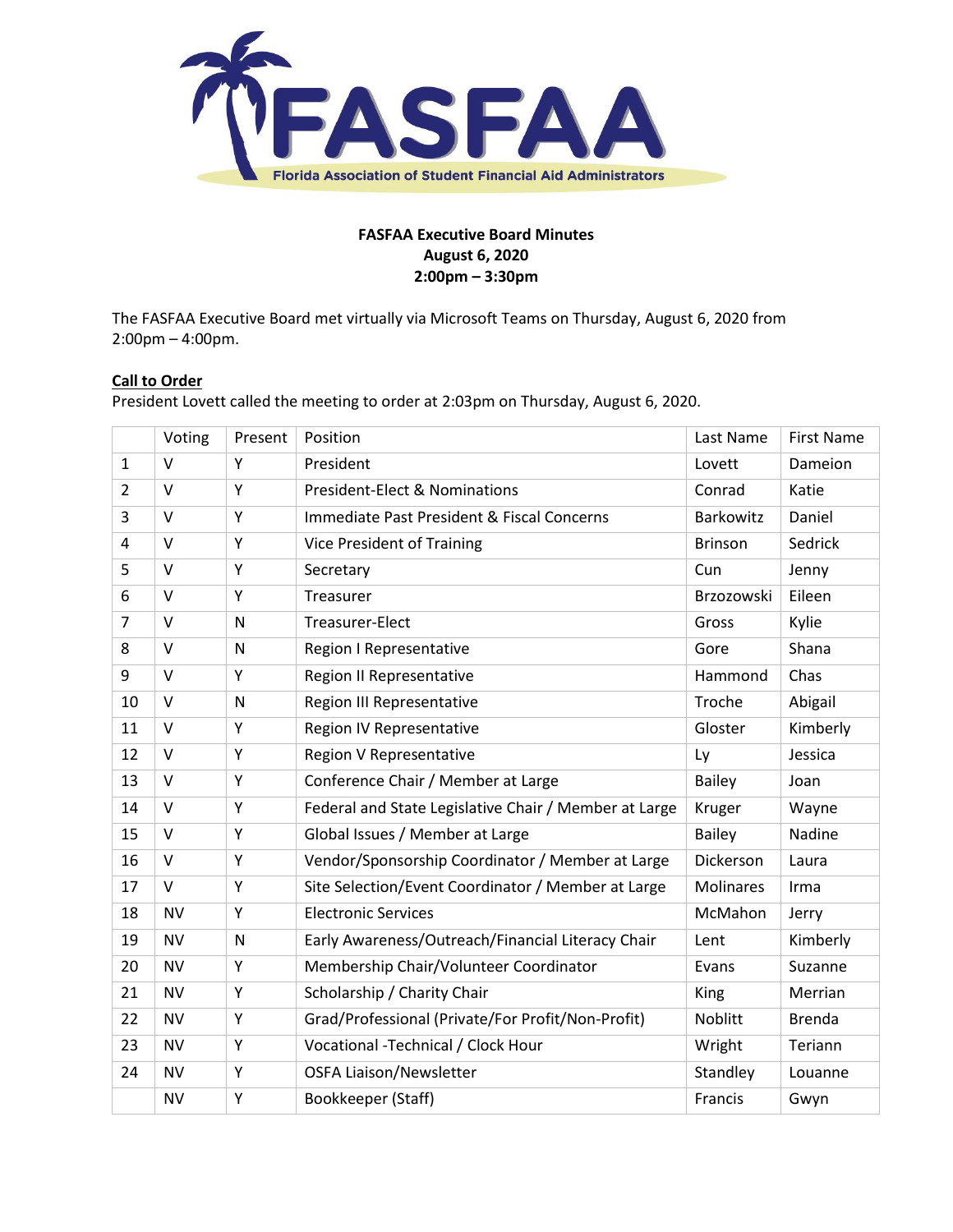**FASFAA Executive Board Minutes**
**August 6, 2020**
**2:00pm – 3:30pm**

The FASFAA Executive Board met virtually via Microsoft Teams on Thursday, August 6, 2020 from 2:00pm – 4:00pm.

**Call to Order**

President Lovett called the meeting to order at 2:03pm on Thursday, August 6, 2020.

| | Voting | Present | Position | Last Name | First Name |
|---|---|---|---|---|---|
| 1 | V | Y | President | Lovett | Dameion |
| 2 | V | Y | President-Elect & Nominations | Conrad | Katie |
| 3 | V | Y | Immediate Past President & Fiscal Concerns | Barkowitz | Daniel |
| 4 | V | Y | Vice President of Training | Brinson | Sedrick |
| 5 | V | Y | Secretary | Cun | Jenny |
| 6 | V | Y | Treasurer | Brzozowski | Eileen |
| 7 | V | N | Treasurer-Elect | Gross | Kylie |
| 8 | V | N | Region I Representative | Gore | Shana |
| 9 | V | Y | Region II Representative | Hammond | Chas |
| 10 | V | N | Region III Representative | Troche | Abigail |
| 11 | V | Y | Region IV Representative | Gloster | Kimberly |
| 12 | V | Y | Region V Representative | Ly | Jessica |
| 13 | V | Y | Conference Chair / Member at Large | Bailey | Joan |
| 14 | V | Y | Federal and State Legislative Chair / Member at Large | Kruger | Wayne |
| 15 | V | Y | Global Issues / Member at Large | Bailey | Nadine |
| 16 | V | Y | Vendor/Sponsorship Coordinator / Member at Large | Dickerson | Laura |
| 17 | V | Y | Site Selection/Event Coordinator / Member at Large | Molinares | Irma |
| 18 | NV | Y | Electronic Services | McMahon | Jerry |
| 19 | NV | N | Early Awareness/Outreach/Financial Literacy Chair | Lent | Kimberly |
| 20 | NV | Y | Membership Chair/Volunteer Coordinator | Evans | Suzanne |
| 21 | NV | Y | Scholarship / Charity Chair | King | Merrian |
| 22 | NV | Y | Grad/Professional (Private/For Profit/Non-Profit) | Noblitt | Brenda |
| 23 | NV | Y | Vocational -Technical / Clock Hour | Wright | Teriann |
| 24 | NV | Y | OSFA Liaison/Newsletter | Standley | Louanne |
| | NV | Y | Bookkeeper (Staff) | Francis | Gwyn |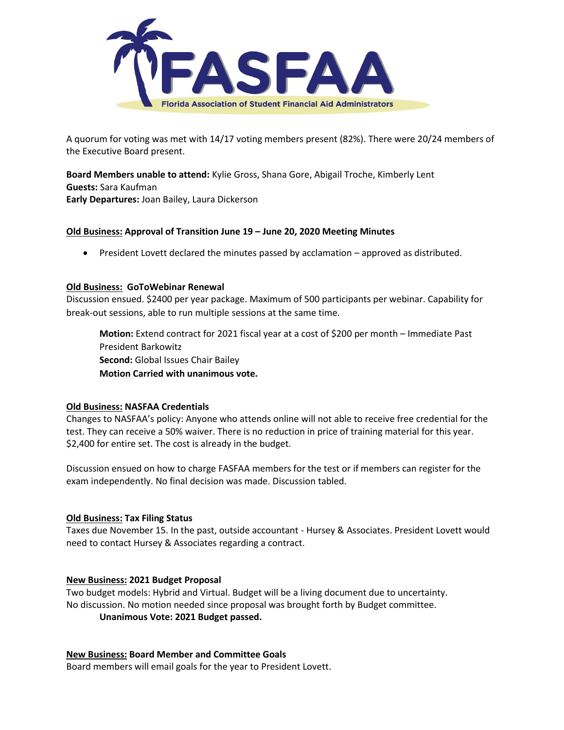A quorum for voting was met with 14/17 voting members present (82%). There were 20/24 members of the Executive Board present.

**Board Members unable to attend:** Kylie Gross, Shana Gore, Abigail Troche, Kimberly Lent
**Guests:** Sara Kaufman
**Early Departures:** Joan Bailey, Laura Dickerson

**<u>Old Business:</u> Approval of Transition June 19 – June 20, 2020 Meeting Minutes**

- President Lovett declared the minutes passed by acclamation – approved as distributed.

**<u>Old Business:</u> GoToWebinar Renewal**

Discussion ensued. $2400 per year package. Maximum of 500 participants per webinar. Capability for break-out sessions, able to run multiple sessions at the same time.

> **Motion:** Extend contract for 2021 fiscal year at a cost of $200 per month – Immediate Past President Barkowitz
> **Second:** Global Issues Chair Bailey
> **Motion Carried with unanimous vote.**

**<u>Old Business:</u> NASFAA Credentials**

Changes to NASFAA's policy: Anyone who attends online will not able to receive free credential for the test. They can receive a 50% waiver. There is no reduction in price of training material for this year. $2,400 for entire set. The cost is already in the budget.

Discussion ensued on how to charge FASFAA members for the test or if members can register for the exam independently. No final decision was made. Discussion tabled.

**<u>Old Business:</u> Tax Filing Status**

Taxes due November 15. In the past, outside accountant - Hursey & Associates. President Lovett would need to contact Hursey & Associates regarding a contract.

**<u>New Business:</u> 2021 Budget Proposal**

Two budget models: Hybrid and Virtual. Budget will be a living document due to uncertainty.
No discussion. No motion needed since proposal was brought forth by Budget committee.

> **Unanimous Vote: 2021 Budget passed.**

**<u>New Business:</u> Board Member and Committee Goals**

Board members will email goals for the year to President Lovett.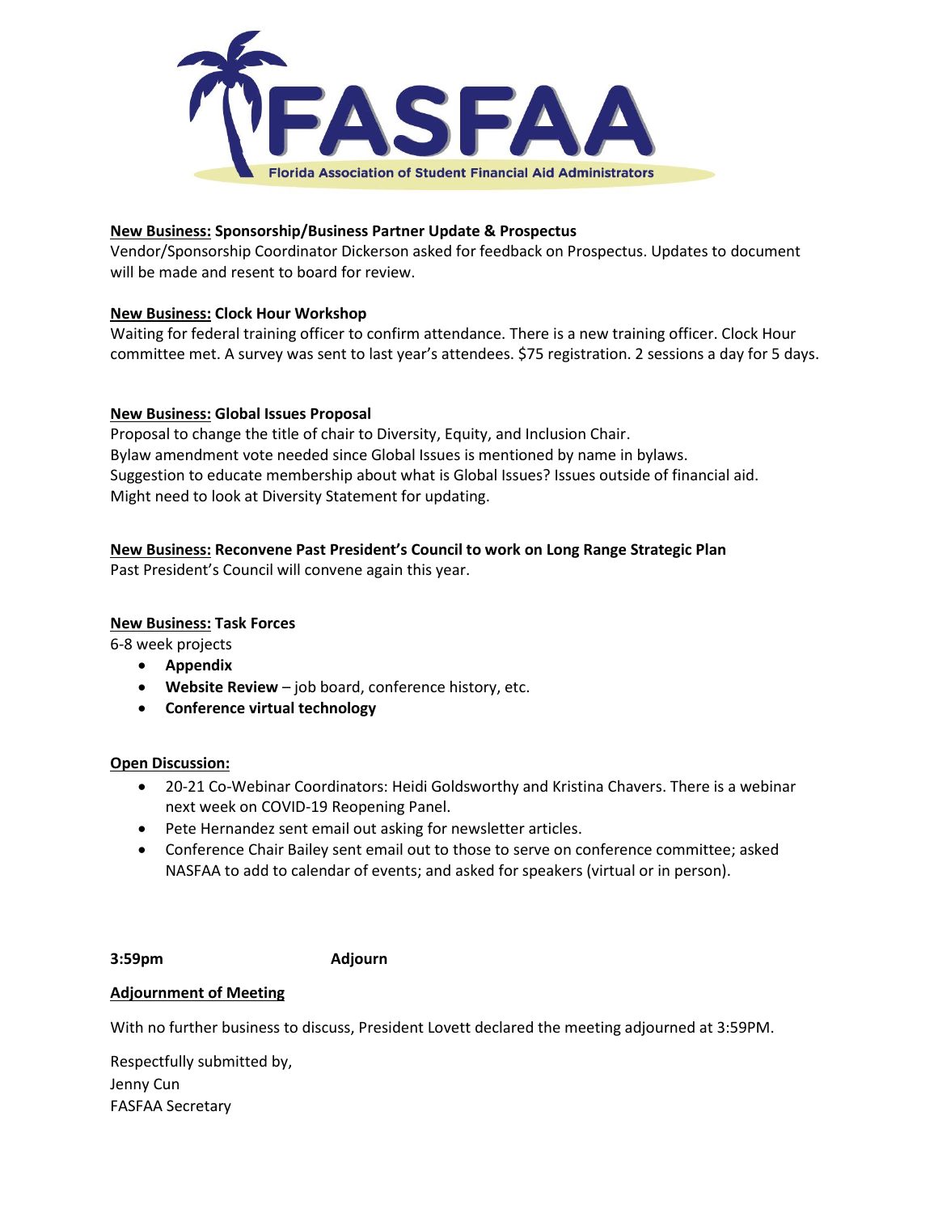**New Business: Sponsorship/Business Partner Update & Prospectus**
Vendor/Sponsorship Coordinator Dickerson asked for feedback on Prospectus. Updates to document will be made and resent to board for review.

**New Business: Clock Hour Workshop**
Waiting for federal training officer to confirm attendance. There is a new training officer. Clock Hour committee met. A survey was sent to last year's attendees. $75 registration. 2 sessions a day for 5 days.

**New Business: Global Issues Proposal**
Proposal to change the title of chair to Diversity, Equity, and Inclusion Chair.
Bylaw amendment vote needed since Global Issues is mentioned by name in bylaws.
Suggestion to educate membership about what is Global Issues? Issues outside of financial aid.
Might need to look at Diversity Statement for updating.

**New Business: Reconvene Past President's Council to work on Long Range Strategic Plan**
Past President's Council will convene again this year.

**New Business: Task Forces**
6-8 week projects

- **Appendix**
- **Website Review** – job board, conference history, etc.
- **Conference virtual technology**

**Open Discussion:**

- 20-21 Co-Webinar Coordinators: Heidi Goldsworthy and Kristina Chavers. There is a webinar next week on COVID-19 Reopening Panel.
- Pete Hernandez sent email out asking for newsletter articles.
- Conference Chair Bailey sent email out to those to serve on conference committee; asked NASFAA to add to calendar of events; and asked for speakers (virtual or in person).

**3:59pm** **Adjourn**

**Adjournment of Meeting**

With no further business to discuss, President Lovett declared the meeting adjourned at 3:59PM.

Respectfully submitted by,
Jenny Cun
FASFAA Secretary